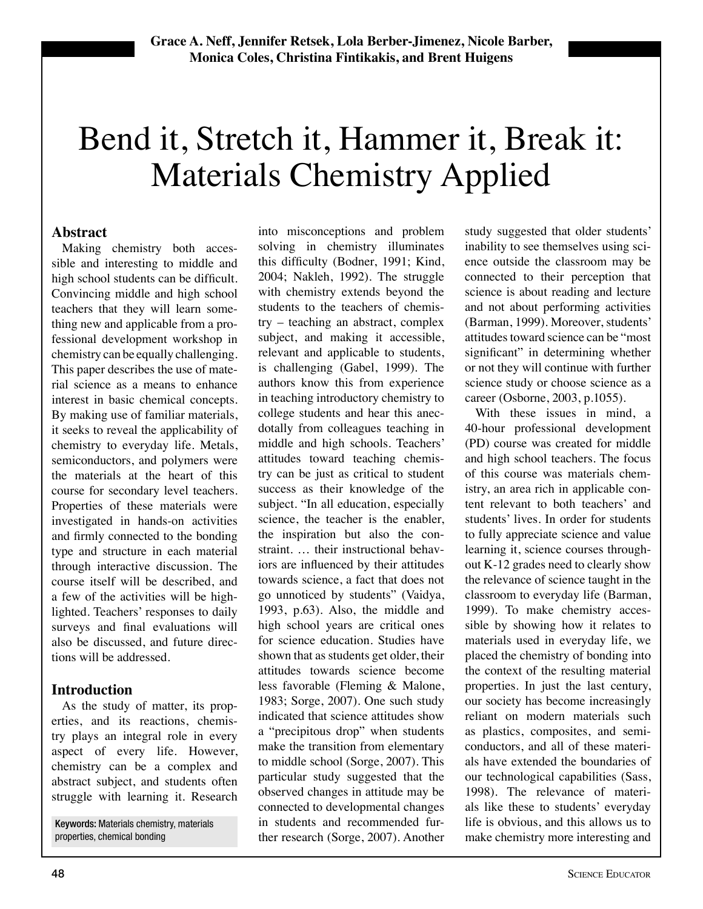Grace A. Neff, Jennifer Retsek, Lola Berber-Jimenez, Nicole Barber, Monica Coles, Christina Fintikakis, and Brent Huigens

# Bend it, Stretch it, Hammer it, Break it: Materials Chemistry Applied

## Abstract

Making chemistry both accessible and interesting to middle and high school students can be difficult. Convincing middle and high school teachers that they will learn something new and applicable from a professional development workshop in chemistry can be equally challenging. This paper describes the use of material science as a means to enhance interest in basic chemical concepts. By making use of familiar materials, it seeks to reveal the applicability of chemistry to everyday life. Metals, semiconductors, and polymers were the materials at the heart of this course for secondary level teachers. Properties of these materials were investigated in hands-on activities and firmly connected to the bonding type and structure in each material through interactive discussion. The course itself will be described, and a few of the activities will be highlighted. Teachers' responses to daily surveys and final evaluations will also be discussed, and future directions will be addressed.

Keywords: Materials chemistry, materials properties, chemical bonding

## Introduction

As the study of matter, its properties, and its reactions, chemistry plays an integral role in every aspect of every life. However, chemistry can be a complex and abstract subject, and students often struggle with learning it. Research into misconceptions and problem solving in chemistry illuminates this difficulty (Bodner, 1991; Kind, 2004; Nakleh, 1992). The struggle with chemistry extends beyond the students to the teachers of chemistry – teaching an abstract, complex subject, and making it accessible, relevant and applicable to students, is challenging (Gabel, 1999). The authors know this from experience in teaching introductory chemistry to college students and hear this anecdotally from colleagues teaching in middle and high schools. Teachers' attitudes toward teaching chemistry can be just as critical to student success as their knowledge of the subject. "In all education, especially science, the teacher is the enabler, the inspiration but also the constraint. … their instructional behaviors are influenced by their attitudes towards science, a fact that does not go unnoticed by students" (Vaidya, 1993, p.63). Also, the middle and high school years are critical ones for science education. Studies have shown that as students get older, their attitudes towards science become less favorable (Fleming & Malone, 1983; Sorge, 2007). One such study indicated that science attitudes show a "precipitous drop" when students make the transition from elementary to middle school (Sorge, 2007). This particular study suggested that the observed changes in attitude may be connected to developmental changes in students and recommended further research (Sorge, 2007). Another study suggested that older students' inability to see themselves using science outside the classroom may be connected to their perception that science is about reading and lecture and not about performing activities (Barman, 1999). Moreover, students' attitudes toward science can be "most significant" in determining whether or not they will continue with further science study or choose science as a career (Osborne, 2003, p.1055).

With these issues in mind, a 40-hour professional development (PD) course was created for middle and high school teachers. The focus of this course was materials chemistry, an area rich in applicable content relevant to both teachers' and students' lives. In order for students to fully appreciate science and value learning it, science courses throughout K-12 grades need to clearly show the relevance of science taught in the classroom to everyday life (Barman, 1999). To make chemistry accessible by showing how it relates to materials used in everyday life, we placed the chemistry of bonding into the context of the resulting material properties. In just the last century, our society has become increasingly reliant on modern materials such as plastics, composites, and semiconductors, and all of these materials have extended the boundaries of our technological capabilities (Sass, 1998). The relevance of materials like these to students' everyday life is obvious, and this allows us to make chemistry more interesting and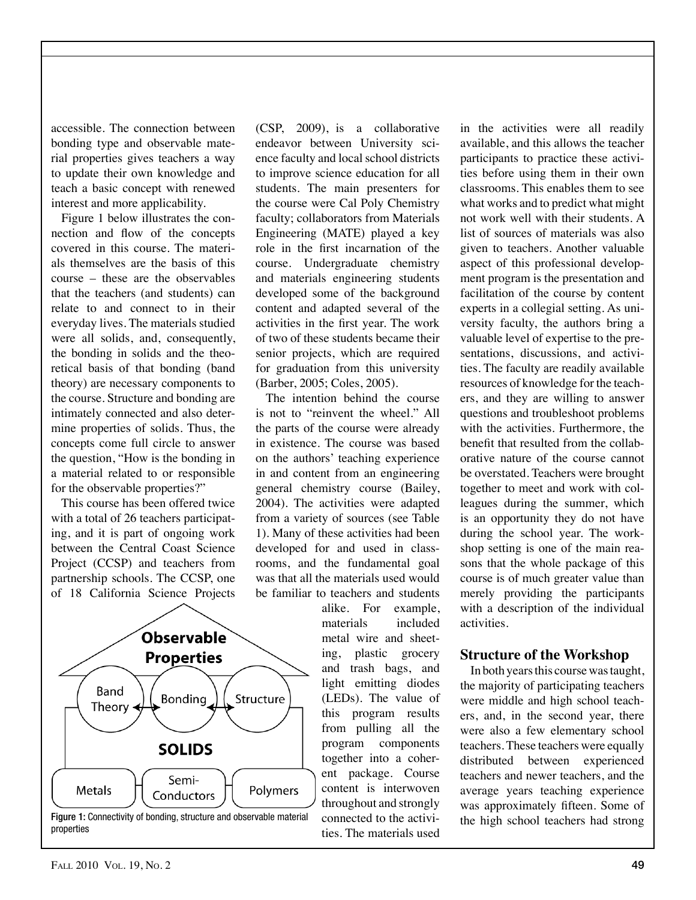accessible. The connection between bonding type and observable material properties gives teachers a way to update their own knowledge and teach a basic concept with renewed interest and more applicability.

Figure 1 below illustrates the connection and flow of the concepts covered in this course. The materials themselves are the basis of this course – these are the observables that the teachers (and students) can relate to and connect to in their everyday lives. The materials studied were all solids, and, consequently, the bonding in solids and the theoretical basis of that bonding (band theory) are necessary components to the course. Structure and bonding are intimately connected and also determine properties of solids. Thus, the concepts come full circle to answer the question, "How is the bonding in a material related to or responsible for the observable properties?"

This course has been offered twice with a total of 26 teachers participating, and it is part of ongoing work between the Central Coast Science Project (CCSP) and teachers from partnership schools. The CCSP, one of 18 California Science Projects (CSP, 2009), is a collaborative endeavor between University science faculty and local school districts to improve science education for all students. The main presenters for the course were Cal Poly Chemistry faculty; collaborators from Materials Engineering (MATE) played a key role in the first incarnation of the course. Undergraduate chemistry and materials engineering students developed some of the background content and adapted several of the activities in the first year. The work of two of these students became their senior projects, which are required for graduation from this university (Barber, 2005; Coles, 2005).

Figure 1: Connectivity of bonding, structure and observable material properties

The intention behind the course is not to "reinvent the wheel." All the parts of the course were already in existence. The course was based on the authors' teaching experience in and content from an engineering general chemistry course (Bailey, 2004). The activities were adapted from a variety of sources (see Table 1). Many of these activities had been developed for and used in classrooms, and the fundamental goal was that all the materials used would be familiar to teachers and students alike. For example, materials included metal wire and sheeting, plastic grocery and trash bags, and light emitting diodes (LEDs). The value of this program results from pulling all the program components together into a coherent package. Course content is interwoven throughout and strongly connected to the activities. The materials used in the activities were all readily available, and this allows the teacher participants to practice these activities before using them in their own classrooms. This enables them to see what works and to predict what might not work well with their students. A list of sources of materials was also given to teachers. Another valuable aspect of this professional development program is the presentation and facilitation of the course by content experts in a collegial setting. As university faculty, the authors bring a valuable level of expertise to the presentations, discussions, and activities. The faculty are readily available resources of knowledge for the teachers, and they are willing to answer questions and troubleshoot problems with the activities. Furthermore, the benefit that resulted from the collaborative nature of the course cannot be overstated. Teachers were brought together to meet and work with colleagues during the summer, which is an opportunity they do not have during the school year. The workshop setting is one of the main reasons that the whole package of this course is of much greater value than merely providing the participants with a description of the individual activities.

## Structure of the Workshop

In both years this course was taught, the majority of participating teachers were middle and high school teachers, and, in the second year, there were also a few elementary school teachers. These teachers were equally distributed between experienced teachers and newer teachers, and the average years teaching experience was approximately fifteen. Some of the high school teachers had strong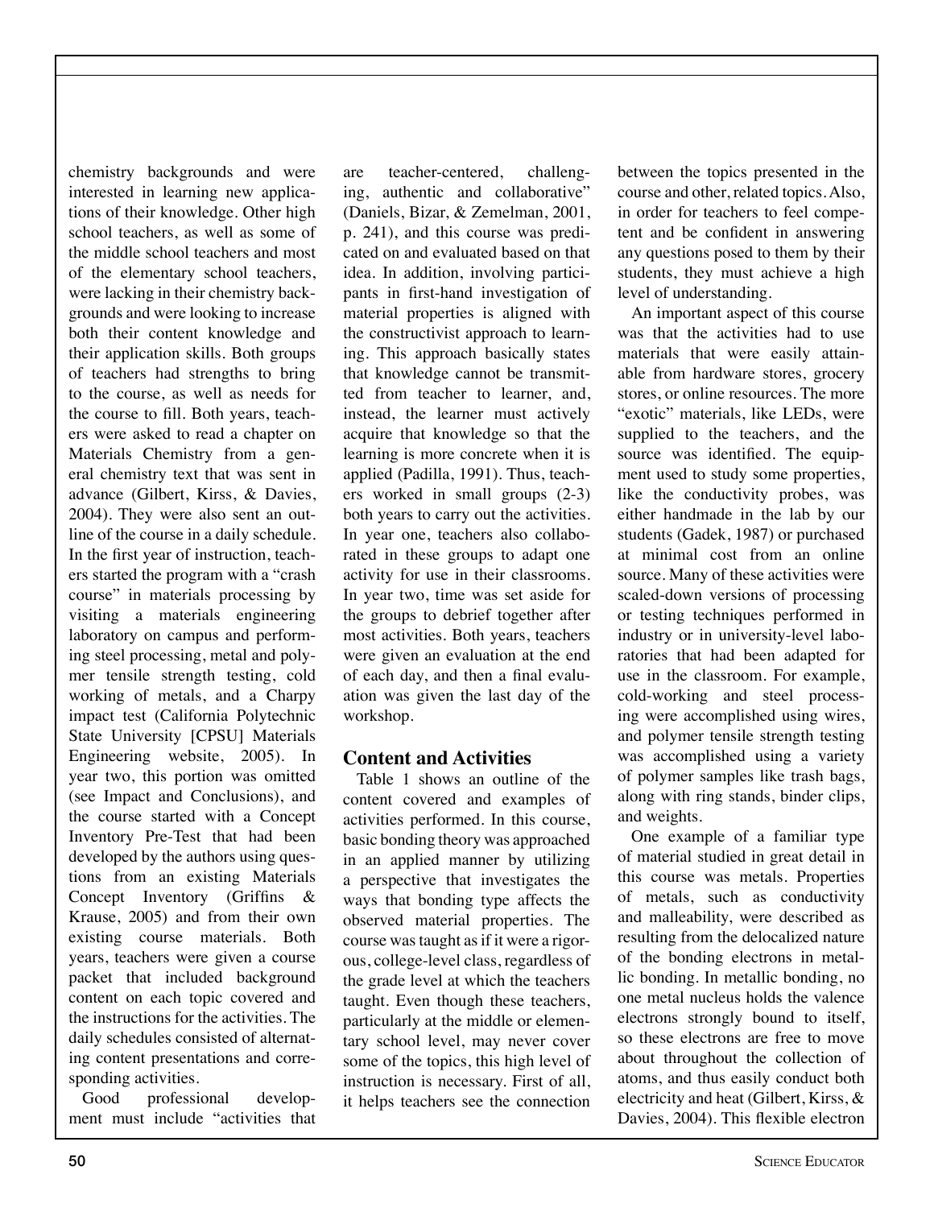chemistry backgrounds and were interested in learning new applications of their knowledge. Other high school teachers, as well as some of the middle school teachers and most of the elementary school teachers, were lacking in their chemistry backgrounds and were looking to increase both their content knowledge and their application skills. Both groups of teachers had strengths to bring to the course, as well as needs for the course to fill. Both years, teachers were asked to read a chapter on Materials Chemistry from a general chemistry text that was sent in advance (Gilbert, Kirss, & Davies, 2004). They were also sent an outline of the course in a daily schedule. In the first year of instruction, teachers started the program with a "crash course" in materials processing by visiting a materials engineering laboratory on campus and performing steel processing, metal and polymer tensile strength testing, cold working of metals, and a Charpy impact test (California Polytechnic State University [CPSU] Materials Engineering website, 2005). In year two, this portion was omitted (see Impact and Conclusions), and the course started with a Concept Inventory Pre-Test that had been developed by the authors using questions from an existing Materials Concept Inventory (Griffins & Krause, 2005) and from their own existing course materials. Both years, teachers were given a course packet that included background content on each topic covered and the instructions for the activities. The daily schedules consisted of alternating content presentations and corresponding activities.

Good professional development must include "activities that are teacher-centered, challenging, authentic and collaborative" (Daniels, Bizar, & Zemelman, 2001, p. 241), and this course was predicated on and evaluated based on that idea. In addition, involving participants in first-hand investigation of material properties is aligned with the constructivist approach to learning. This approach basically states that knowledge cannot be transmitted from teacher to learner, and, instead, the learner must actively acquire that knowledge so that the learning is more concrete when it is applied (Padilla, 1991). Thus, teachers worked in small groups (2-3) both years to carry out the activities. In year one, teachers also collaborated in these groups to adapt one activity for use in their classrooms. In year two, time was set aside for the groups to debrief together after most activities. Both years, teachers were given an evaluation at the end of each day, and then a final evaluation was given the last day of the workshop.

## Content and Activities

Table 1 shows an outline of the content covered and examples of activities performed. In this course, basic bonding theory was approached in an applied manner by utilizing a perspective that investigates the ways that bonding type affects the observed material properties. The course was taught as if it were a rigorous, college-level class, regardless of the grade level at which the teachers taught. Even though these teachers, particularly at the middle or elementary school level, may never cover some of the topics, this high level of instruction is necessary. First of all, it helps teachers see the connection between the topics presented in the course and other, related topics. Also, in order for teachers to feel competent and be confident in answering any questions posed to them by their students, they must achieve a high level of understanding.

An important aspect of this course was that the activities had to use materials that were easily attainable from hardware stores, grocery stores, or online resources. The more "exotic" materials, like LEDs, were supplied to the teachers, and the source was identified. The equipment used to study some properties, like the conductivity probes, was either handmade in the lab by our students (Gadek, 1987) or purchased at minimal cost from an online source. Many of these activities were scaled-down versions of processing or testing techniques performed in industry or in university-level laboratories that had been adapted for use in the classroom. For example, cold-working and steel processing were accomplished using wires, and polymer tensile strength testing was accomplished using a variety of polymer samples like trash bags, along with ring stands, binder clips, and weights.

One example of a familiar type of material studied in great detail in this course was metals. Properties of metals, such as conductivity and malleability, were described as resulting from the delocalized nature of the bonding electrons in metallic bonding. In metallic bonding, no one metal nucleus holds the valence electrons strongly bound to itself, so these electrons are free to move about throughout the collection of atoms, and thus easily conduct both electricity and heat (Gilbert, Kirss, & Davies, 2004). This flexible electron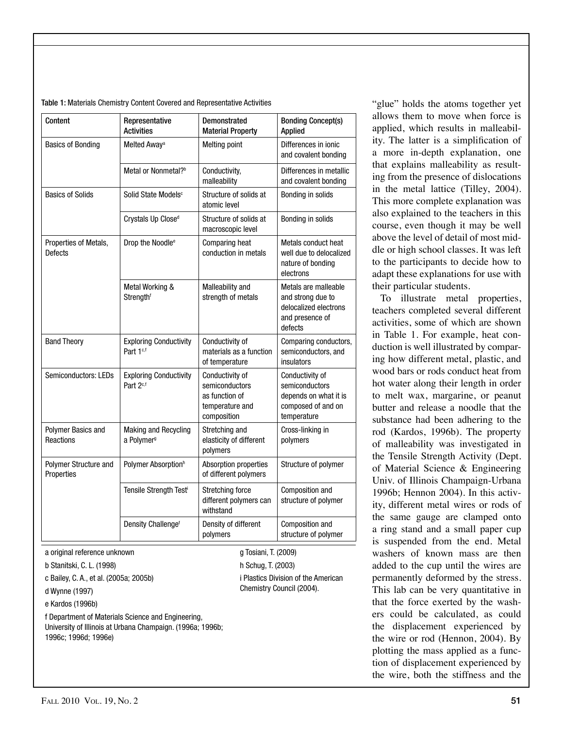Table 1: Materials Chemistry Content Covered and Representative Activities

| Content | Representative Activities | Demonstrated Material Property | Bonding Concept(s) Applied |
|---|---|---|---|
| Basics of Bonding | Melted Away[a] | Melting point | Differences in ionic and covalent bonding |
| | Metal or Nonmetal?[b] | Conductivity, malleability | Differences in metallic and covalent bonding |
| Basics of Solids | Solid State Models[c] | Structure of solids at atomic level | Bonding in solids |
| | Crystals Up Close[d] | Structure of solids at macroscopic level | Bonding in solids |
| Properties of Metals, Defects | Drop the Noodle[e] | Comparing heat conduction in metals | Metals conduct heat well due to delocalized nature of bonding electrons |
| | Metal Working & Strength[f] | Malleability and strength of metals | Metals are malleable and strong due to delocalized electrons and presence of defects |
| Band Theory | Exploring Conductivity Part 1[c,f] | Conductivity of materials as a function of temperature | Comparing conductors, semiconductors, and insulators |
| Semiconductors: LEDs | Exploring Conductivity Part 2[c,f] | Conductivity of semiconductors as function of temperature and composition | Conductivity of semiconductors depends on what it is composed of and on temperature |
| Polymer Basics and Reactions | Making and Recycling a Polymer[g] | Stretching and elasticity of different polymers | Cross-linking in polymers |
| Polymer Structure and Properties | Polymer Absorption[h] | Absorption properties of different polymers | Structure of polymer |
| | Tensile Strength Test[i] | Stretching force different polymers can withstand | Composition and structure of polymer |
| | Density Challenge[f] | Density of different polymers | Composition and structure of polymer |

a original reference unknown

b Stanitski, C. L. (1998)

c Bailey, C. A., et al. (2005a; 2005b)

d Wynne (1997)

e Kardos (1996b)

f Department of Materials Science and Engineering, University of Illinois at Urbana Champaign. (1996a; 1996b; 1996c; 1996d; 1996e)

g Tosiani, T. (2009)

h Schug, T. (2003)

i Plastics Division of the American Chemistry Council (2004).

"glue" holds the atoms together yet allows them to move when force is applied, which results in malleability. The latter is a simplification of a more in-depth explanation, one that explains malleability as resulting from the presence of dislocations in the metal lattice (Tilley, 2004). This more complete explanation was also explained to the teachers in this course, even though it may be well above the level of detail of most middle or high school classes. It was left to the participants to decide how to adapt these explanations for use with their particular students.

To illustrate metal properties, teachers completed several different activities, some of which are shown in Table 1. For example, heat conduction is well illustrated by comparing how different metal, plastic, and wood bars or rods conduct heat from hot water along their length in order to melt wax, margarine, or peanut butter and release a noodle that the substance had been adhering to the rod (Kardos, 1996b). The property of malleability was investigated in the Tensile Strength Activity (Dept. of Material Science & Engineering Univ. of Illinois Champaign-Urbana 1996b; Hennon 2004). In this activity, different metal wires or rods of the same gauge are clamped onto a ring stand and a small paper cup is suspended from the end. Metal washers of known mass are then added to the cup until the wires are permanently deformed by the stress. This lab can be very quantitative in that the force exerted by the washers could be calculated, as could the displacement experienced by the wire or rod (Hennon, 2004). By plotting the mass applied as a function of displacement experienced by the wire, both the stiffness and the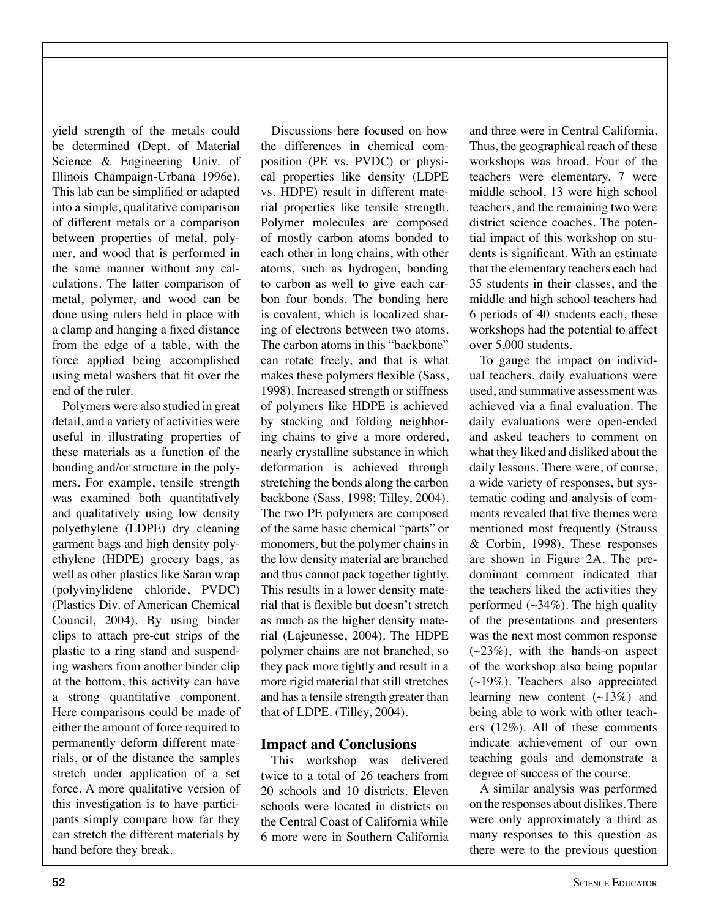yield strength of the metals could be determined (Dept. of Material Science & Engineering Univ. of Illinois Champaign-Urbana 1996e). This lab can be simplified or adapted into a simple, qualitative comparison of different metals or a comparison between properties of metal, polymer, and wood that is performed in the same manner without any calculations. The latter comparison of metal, polymer, and wood can be done using rulers held in place with a clamp and hanging a fixed distance from the edge of a table, with the force applied being accomplished using metal washers that fit over the end of the ruler.

Polymers were also studied in great detail, and a variety of activities were useful in illustrating properties of these materials as a function of the bonding and/or structure in the polymers. For example, tensile strength was examined both quantitatively and qualitatively using low density polyethylene (LDPE) dry cleaning garment bags and high density polyethylene (HDPE) grocery bags, as well as other plastics like Saran wrap (polyvinylidene chloride, PVDC) (Plastics Div. of American Chemical Council, 2004). By using binder clips to attach pre-cut strips of the plastic to a ring stand and suspending washers from another binder clip at the bottom, this activity can have a strong quantitative component. Here comparisons could be made of either the amount of force required to permanently deform different materials, or of the distance the samples stretch under application of a set force. A more qualitative version of this investigation is to have participants simply compare how far they can stretch the different materials by hand before they break.

Discussions here focused on how the differences in chemical composition (PE vs. PVDC) or physical properties like density (LDPE vs. HDPE) result in different material properties like tensile strength. Polymer molecules are composed of mostly carbon atoms bonded to each other in long chains, with other atoms, such as hydrogen, bonding to carbon as well to give each carbon four bonds. The bonding here is covalent, which is localized sharing of electrons between two atoms. The carbon atoms in this "backbone" can rotate freely, and that is what makes these polymers flexible (Sass, 1998). Increased strength or stiffness of polymers like HDPE is achieved by stacking and folding neighboring chains to give a more ordered, nearly crystalline substance in which deformation is achieved through stretching the bonds along the carbon backbone (Sass, 1998; Tilley, 2004). The two PE polymers are composed of the same basic chemical "parts" or monomers, but the polymer chains in the low density material are branched and thus cannot pack together tightly. This results in a lower density material that is flexible but doesn't stretch as much as the higher density material (Lajeunesse, 2004). The HDPE polymer chains are not branched, so they pack more tightly and result in a more rigid material that still stretches and has a tensile strength greater than that of LDPE. (Tilley, 2004).

## Impact and Conclusions

This workshop was delivered twice to a total of 26 teachers from 20 schools and 10 districts. Eleven schools were located in districts on the Central Coast of California while 6 more were in Southern California and three were in Central California. Thus, the geographical reach of these workshops was broad. Four of the teachers were elementary, 7 were middle school, 13 were high school teachers, and the remaining two were district science coaches. The potential impact of this workshop on students is significant. With an estimate that the elementary teachers each had 35 students in their classes, and the middle and high school teachers had 6 periods of 40 students each, these workshops had the potential to affect over 5,000 students.

To gauge the impact on individual teachers, daily evaluations were used, and summative assessment was achieved via a final evaluation. The daily evaluations were open-ended and asked teachers to comment on what they liked and disliked about the daily lessons. There were, of course, a wide variety of responses, but systematic coding and analysis of comments revealed that five themes were mentioned most frequently (Strauss & Corbin, 1998). These responses are shown in Figure 2A. The predominant comment indicated that the teachers liked the activities they performed (~34%). The high quality of the presentations and presenters was the next most common response (~23%), with the hands-on aspect of the workshop also being popular (~19%). Teachers also appreciated learning new content (~13%) and being able to work with other teachers (12%). All of these comments indicate achievement of our own teaching goals and demonstrate a degree of success of the course.

A similar analysis was performed on the responses about dislikes. There were only approximately a third as many responses to this question as there were to the previous question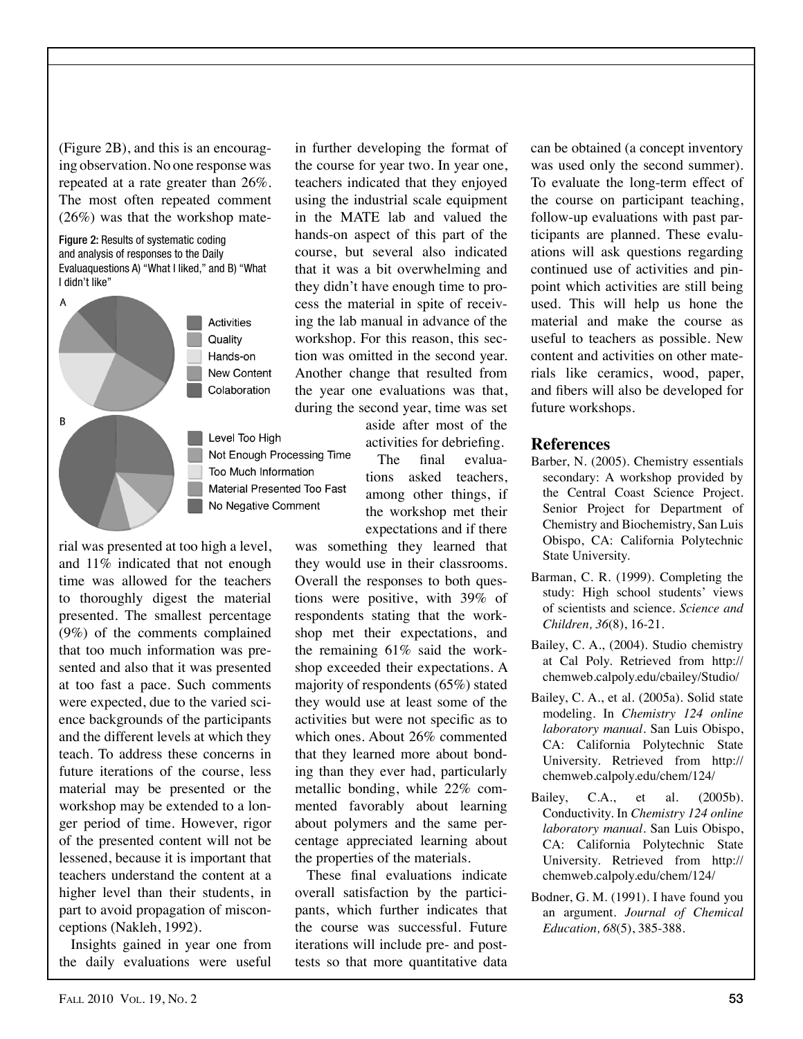(Figure 2B), and this is an encouraging observation. No one response was repeated at a rate greater than 26%. The most often repeated comment (26%) was that the workshop material was presented at too high a level, and 11% indicated that not enough time was allowed for the teachers to thoroughly digest the material presented. The smallest percentage (9%) of the comments complained that too much information was presented and also that it was presented at too fast a pace. Such comments were expected, due to the varied science backgrounds of the participants and the different levels at which they teach. To address these concerns in future iterations of the course, less material may be presented or the workshop may be extended to a longer period of time. However, rigor of the presented content will not be lessened, because it is important that teachers understand the content at a higher level than their students, in part to avoid propagation of misconceptions (Nakleh, 1992).

Figure 2: Results of systematic coding and analysis of responses to the Daily Evaluaquestions A) "What I liked," and B) "What I didn't like"

A: Activities; Quality; Hands-on; New Content; Colaboration

B: Level Too High; Not Enough Processing Time; Too Much Information; Material Presented Too Fast; No Negative Comment

Insights gained in year one from the daily evaluations were useful in further developing the format of the course for year two. In year one, teachers indicated that they enjoyed using the industrial scale equipment in the MATE lab and valued the hands-on aspect of this part of the course, but several also indicated that it was a bit overwhelming and they didn't have enough time to process the material in spite of receiving the lab manual in advance of the workshop. For this reason, this section was omitted in the second year. Another change that resulted from the year one evaluations was that, during the second year, time was set aside after most of the activities for debriefing.

The final evaluations asked teachers, among other things, if the workshop met their expectations and if there was something they learned that they would use in their classrooms. Overall the responses to both questions were positive, with 39% of respondents stating that the workshop met their expectations, and the remaining 61% said the workshop exceeded their expectations. A majority of respondents (65%) stated they would use at least some of the activities but were not specific as to which ones. About 26% commented that they learned more about bonding than they ever had, particularly metallic bonding, while 22% commented favorably about learning about polymers and the same percentage appreciated learning about the properties of the materials.

These final evaluations indicate overall satisfaction by the participants, which further indicates that the course was successful. Future iterations will include pre- and post-tests so that more quantitative data can be obtained (a concept inventory was used only the second summer). To evaluate the long-term effect of the course on participant teaching, follow-up evaluations with past participants are planned. These evaluations will ask questions regarding continued use of activities and pinpoint which activities are still being used. This will help us hone the material and make the course as useful to teachers as possible. New content and activities on other materials like ceramics, wood, paper, and fibers will also be developed for future workshops.

## References

Barber, N. (2005). Chemistry essentials secondary: A workshop provided by the Central Coast Science Project. Senior Project for Department of Chemistry and Biochemistry, San Luis Obispo, CA: California Polytechnic State University.

Barman, C. R. (1999). Completing the study: High school students' views of scientists and science. *Science and Children, 36*(8), 16-21.

Bailey, C. A., (2004). Studio chemistry at Cal Poly. Retrieved from http://chemweb.calpoly.edu/cbailey/Studio/

Bailey, C. A., et al. (2005a). Solid state modeling. In *Chemistry 124 online laboratory manual*. San Luis Obispo, CA: California Polytechnic State University. Retrieved from http://chemweb.calpoly.edu/chem/124/

Bailey, C.A., et al. (2005b). Conductivity. In *Chemistry 124 online laboratory manual*. San Luis Obispo, CA: California Polytechnic State University. Retrieved from http://chemweb.calpoly.edu/chem/124/

Bodner, G. M. (1991). I have found you an argument. *Journal of Chemical Education, 68*(5), 385-388.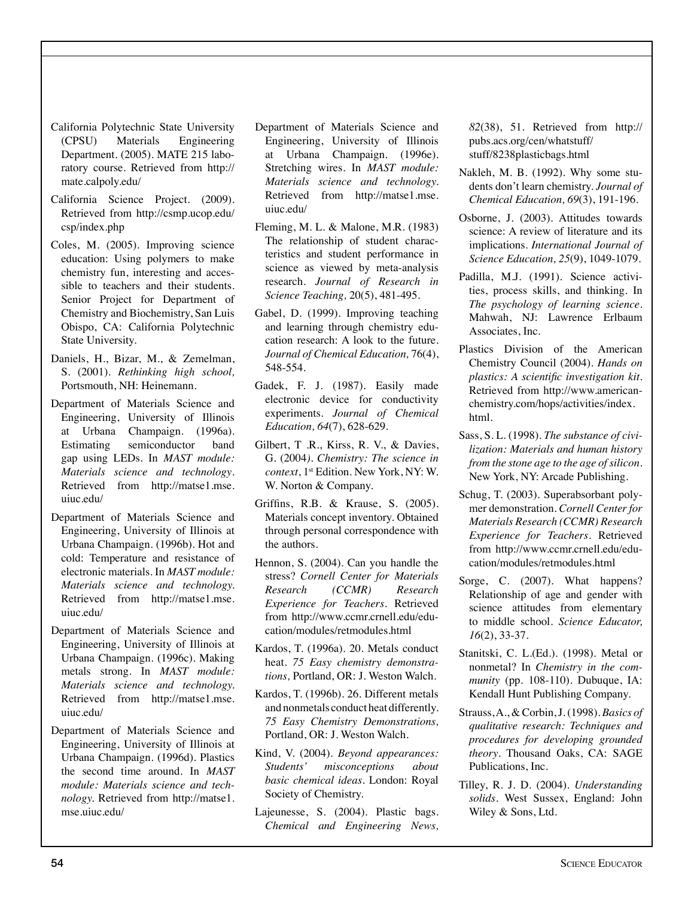California Polytechnic State University (CPSU) Materials Engineering Department. (2005). MATE 215 laboratory course. Retrieved from http://mate.calpoly.edu/

California Science Project. (2009). Retrieved from http://csmp.ucop.edu/csp/index.php

Coles, M. (2005). Improving science education: Using polymers to make chemistry fun, interesting and accessible to teachers and their students. Senior Project for Department of Chemistry and Biochemistry, San Luis Obispo, CA: California Polytechnic State University.

Daniels, H., Bizar, M., & Zemelman, S. (2001). *Rethinking high school,* Portsmouth, NH: Heinemann.

Department of Materials Science and Engineering, University of Illinois at Urbana Champaign. (1996a). Estimating semiconductor band gap using LEDs. In *MAST module: Materials science and technology*. Retrieved from http://matse1.mse.uiuc.edu/

Department of Materials Science and Engineering, University of Illinois at Urbana Champaign. (1996b). Hot and cold: Temperature and resistance of electronic materials. In *MAST module: Materials science and technology.* Retrieved from http://matse1.mse.uiuc.edu/

Department of Materials Science and Engineering, University of Illinois at Urbana Champaign. (1996c). Making metals strong. In *MAST module: Materials science and technology.* Retrieved from http://matse1.mse.uiuc.edu/

Department of Materials Science and Engineering, University of Illinois at Urbana Champaign. (1996d). Plastics the second time around. In *MAST module: Materials science and technology.* Retrieved from http://matse1.mse.uiuc.edu/

Department of Materials Science and Engineering, University of Illinois at Urbana Champaign. (1996e). Stretching wires. In *MAST module: Materials science and technology.* Retrieved from http://matse1.mse.uiuc.edu/

Fleming, M. L. & Malone, M.R. (1983) The relationship of student characteristics and student performance in science as viewed by meta-analysis research. *Journal of Research in Science Teaching,* 20(5), 481-495.

Gabel, D. (1999). Improving teaching and learning through chemistry education research: A look to the future. *Journal of Chemical Education,* 76(4), 548-554.

Gadek, F. J. (1987). Easily made electronic device for conductivity experiments. *Journal of Chemical Education, 64*(7), 628-629.

Gilbert, T .R., Kirss, R. V., & Davies, G. (2004*). Chemistry: The science in context*, 1st Edition. New York, NY: W. W. Norton & Company.

Griffins, R.B. & Krause, S. (2005). Materials concept inventory. Obtained through personal correspondence with the authors.

Hennon, S. (2004). Can you handle the stress? *Cornell Center for Materials Research (CCMR) Research Experience for Teachers*. Retrieved from http://www.ccmr.crnell.edu/education/modules/retmodules.html

Kardos, T. (1996a). 20. Metals conduct heat. *75 Easy chemistry demonstrations,* Portland, OR: J. Weston Walch.

Kardos, T. (1996b). 26. Different metals and nonmetals conduct heat differently. *75 Easy Chemistry Demonstrations,* Portland, OR: J. Weston Walch.

Kind, V. (2004). *Beyond appearances: Students' misconceptions about basic chemical ideas*. London: Royal Society of Chemistry.

Lajeunesse, S. (2004). Plastic bags. *Chemical and Engineering News, 82*(38), 51. Retrieved from http://pubs.acs.org/cen/whatstuff/stuff/8238plasticbags.html

Nakleh, M. B. (1992). Why some students don't learn chemistry. *Journal of Chemical Education, 69*(3), 191-196.

Osborne, J. (2003). Attitudes towards science: A review of literature and its implications. *International Journal of Science Education, 25*(9), 1049-1079.

Padilla, M.J. (1991). Science activities, process skills, and thinking. In *The psychology of learning science*. Mahwah, NJ: Lawrence Erlbaum Associates, Inc.

Plastics Division of the American Chemistry Council (2004). *Hands on plastics: A scientific investigation kit*. Retrieved from http://www.americanchemistry.com/hops/activities/index.html.

Sass, S. L. (1998). *The substance of civilization: Materials and human history from the stone age to the age of silicon*. New York, NY: Arcade Publishing.

Schug, T. (2003). Superabsorbant polymer demonstration. *Cornell Center for Materials Research (CCMR) Research Experience for Teachers*. Retrieved from http://www.ccmr.crnell.edu/education/modules/retmodules.html

Sorge, C. (2007). What happens? Relationship of age and gender with science attitudes from elementary to middle school. *Science Educator, 16*(2), 33-37.

Stanitski, C. L.(Ed.). (1998). Metal or nonmetal? In *Chemistry in the community* (pp. 108-110). Dubuque, IA: Kendall Hunt Publishing Company.

Strauss, A., & Corbin, J. (1998). *Basics of qualitative research: Techniques and procedures for developing grounded theory*. Thousand Oaks, CA: SAGE Publications, Inc.

Tilley, R. J. D. (2004). *Understanding solids*. West Sussex, England: John Wiley & Sons, Ltd.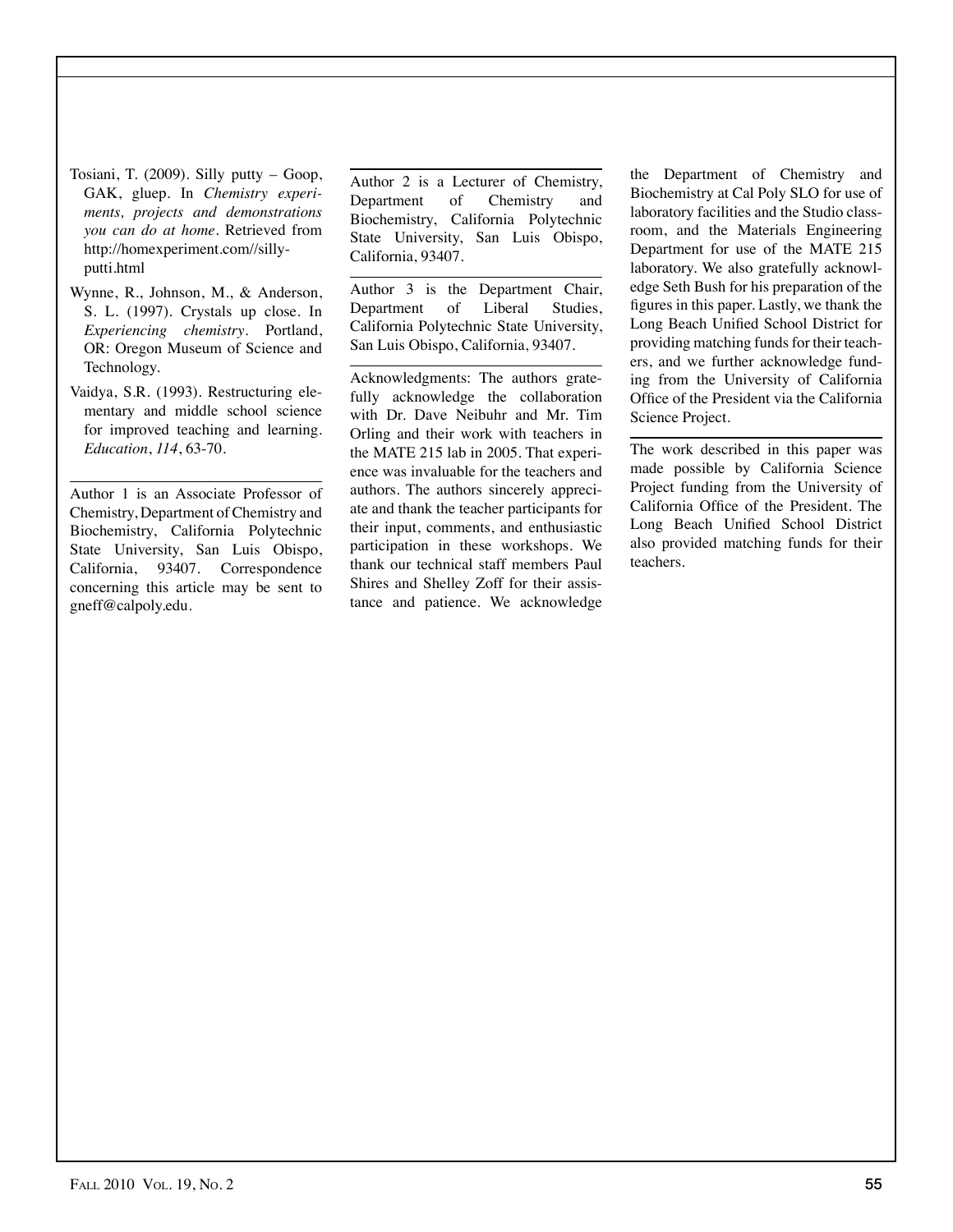Tosiani, T. (2009). Silly putty – Goop, GAK, gluep. In *Chemistry experiments, projects and demonstrations you can do at home*. Retrieved from http://homexperiment.com//silly-putti.html

Wynne, R., Johnson, M., & Anderson, S. L. (1997). Crystals up close. In *Experiencing chemistry*. Portland, OR: Oregon Museum of Science and Technology.

Vaidya, S.R. (1993). Restructuring elementary and middle school science for improved teaching and learning. *Education*, *114*, 63-70.

---

Author 1 is an Associate Professor of Chemistry, Department of Chemistry and Biochemistry, California Polytechnic State University, San Luis Obispo, California, 93407. Correspondence concerning this article may be sent to gneff@calpoly.edu.

---

Author 2 is a Lecturer of Chemistry, Department of Chemistry and Biochemistry, California Polytechnic State University, San Luis Obispo, California, 93407.

---

Author 3 is the Department Chair, Department of Liberal Studies, California Polytechnic State University, San Luis Obispo, California, 93407.

---

Acknowledgments: The authors gratefully acknowledge the collaboration with Dr. Dave Neibuhr and Mr. Tim Orling and their work with teachers in the MATE 215 lab in 2005. That experience was invaluable for the teachers and authors. The authors sincerely appreciate and thank the teacher participants for their input, comments, and enthusiastic participation in these workshops. We thank our technical staff members Paul Shires and Shelley Zoff for their assistance and patience. We acknowledge the Department of Chemistry and Biochemistry at Cal Poly SLO for use of laboratory facilities and the Studio classroom, and the Materials Engineering Department for use of the MATE 215 laboratory. We also gratefully acknowledge Seth Bush for his preparation of the figures in this paper. Lastly, we thank the Long Beach Unified School District for providing matching funds for their teachers, and we further acknowledge funding from the University of California Office of the President via the California Science Project.

---

The work described in this paper was made possible by California Science Project funding from the University of California Office of the President. The Long Beach Unified School District also provided matching funds for their teachers.